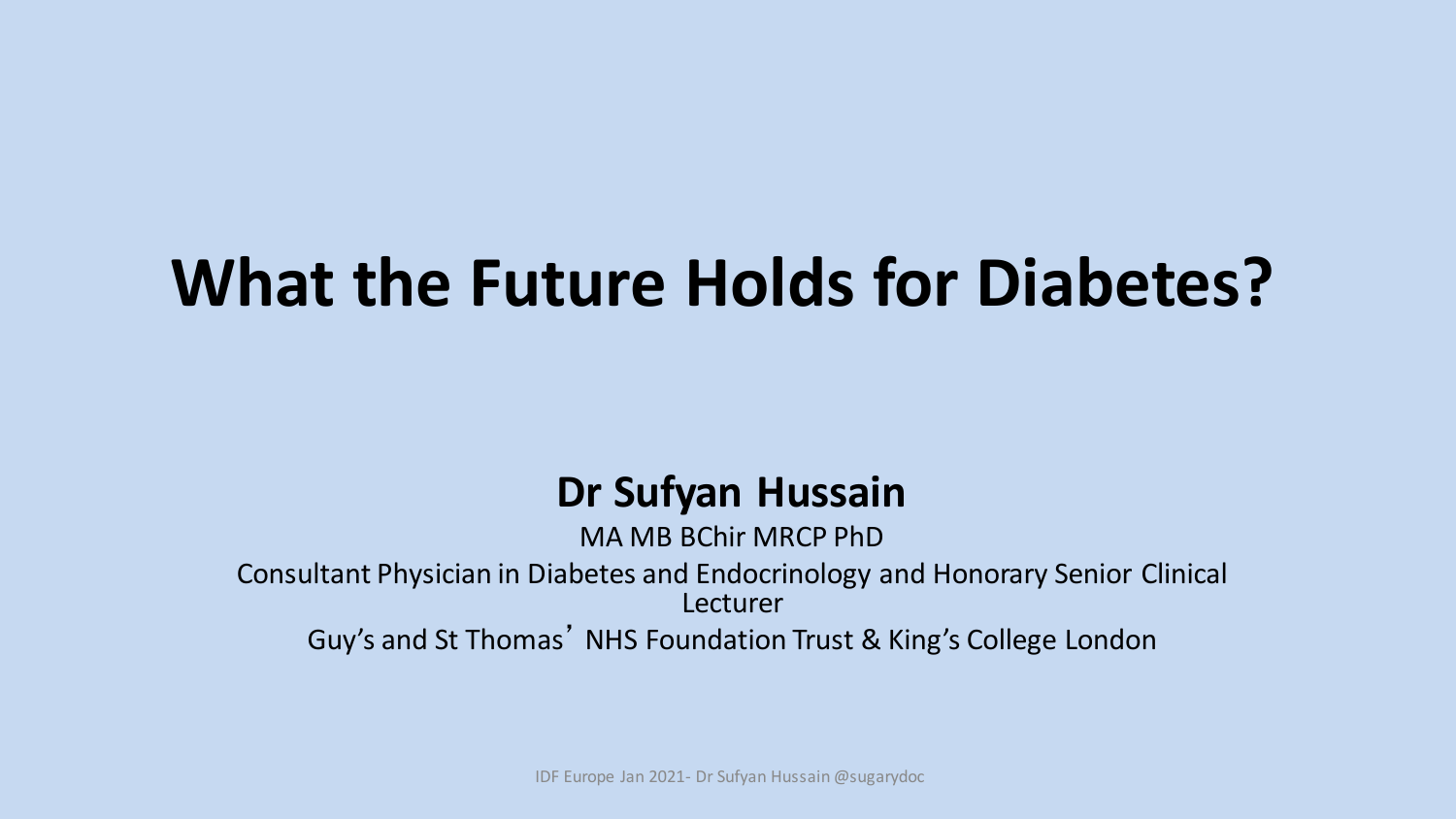# What the Future Holds for Diabetes?

## Dr Sufyan Hussain

MA MB BChir MRCP PhD

Consultant Physician in Diabetes and Endocrinology and Honorary Senior Clinical Lecturer

Guy's and St Thomas' NHS Foundation Trust & King's College London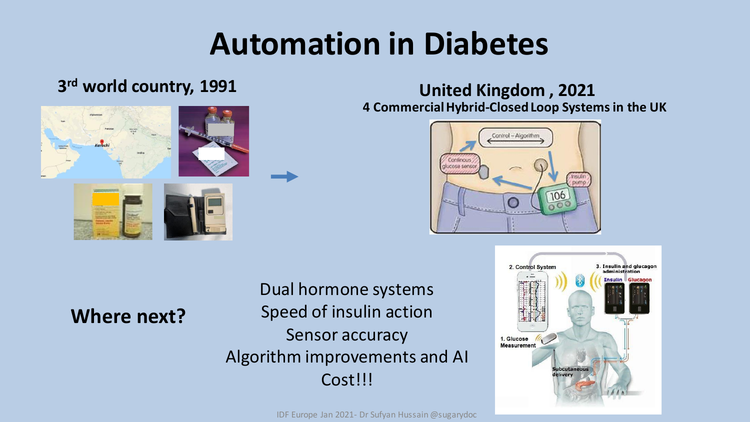# Automation in Diabetes

**3rd world country, 1991**

**United Kingdom , 2021**

**4 Commercial Hybrid-Closed Loop Systems in the UK**

**Where next?**

Dual hormone systems

Speed of insulin action

Sensor accuracy

Algorithm improvements and AI

Cost!!!

IDF Europe Jan 2021- Dr Sufyan Hussain @sugarydoc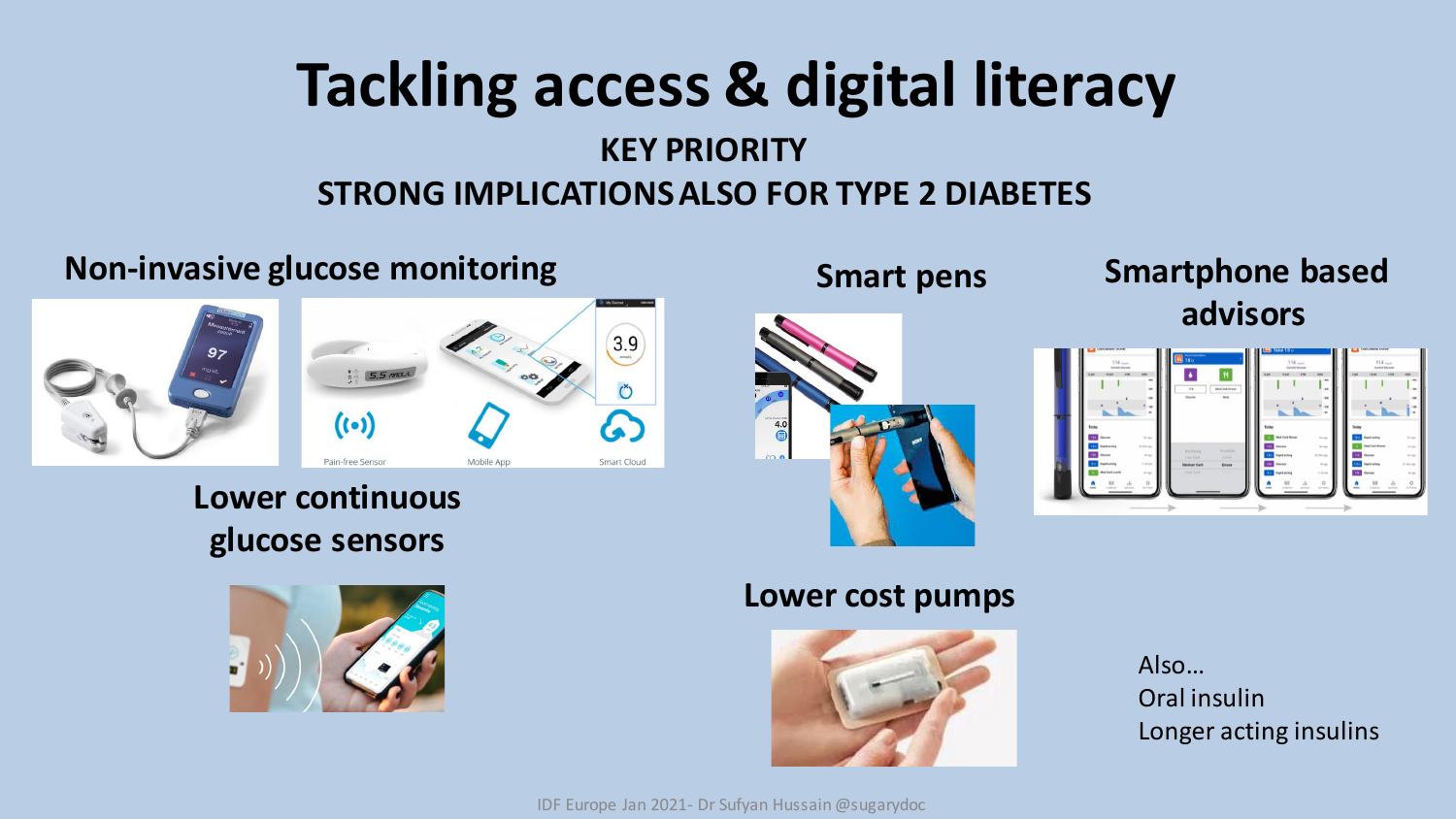# Tackling access & digital literacy

**KEY PRIORITY**

**STRONG IMPLICATIONS ALSO FOR TYPE 2 DIABETES**

## Non-invasive glucose monitoring

## Lower continuous glucose sensors

## Smart pens

## Lower cost pumps

## Smartphone based advisors

Also…
Oral insulin
Longer acting insulins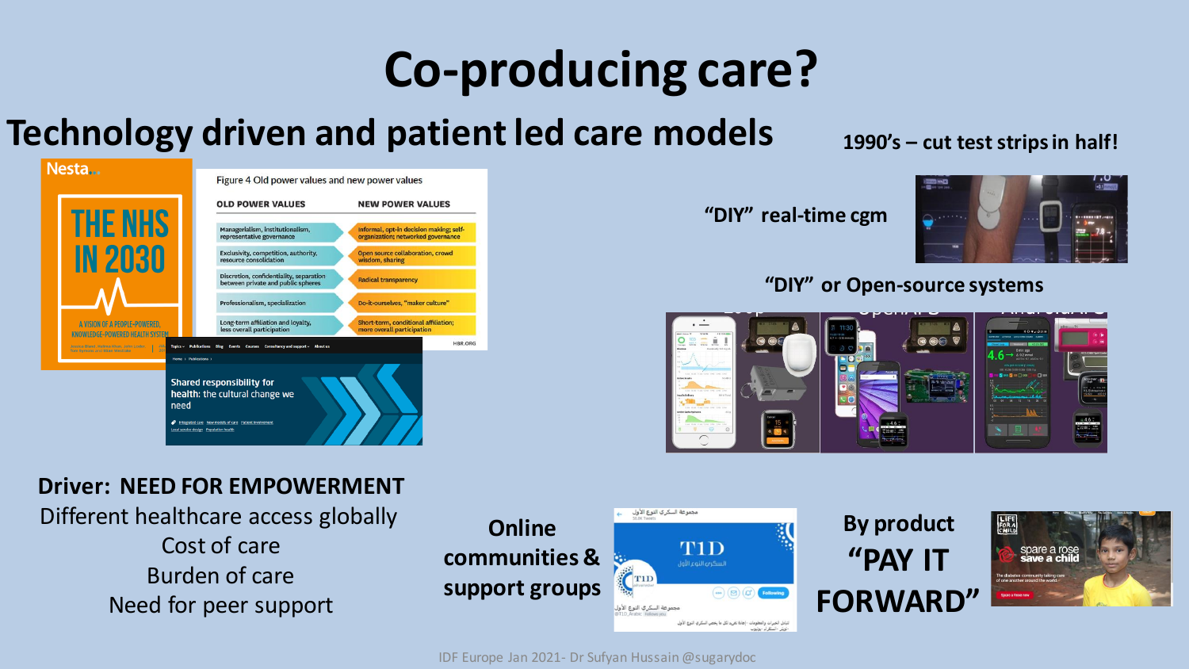# Co-producing care?

## Technology driven and patient led care models

1990's – cut test strips in half!

"DIY" real-time cgm

"DIY" or Open-source systems

Nesta

THE NHS IN 2030

A VISION OF A PEOPLE-POWERED, KNOWLEDGE-POWERED HEALTH SYSTEM

Figure 4 Old power values and new power values

| OLD POWER VALUES | NEW POWER VALUES |
| --- | --- |
| Managerialism, institutionalism, representative governance | Informal, opt-in decision making; self-organization; networked governance |
| Exclusivity, competition, authority, resource consolidation | Open source collaboration, crowd wisdom, sharing |
| Discretion, confidentiality, separation between private and public spheres | Radical transparency |
| Professionalism, specialization | Do-it-ourselves, "maker culture" |
| Long-term affiliation and loyalty, less overall participation | Short-term, conditional affiliation; more overall participation |

HBR.ORG

Shared responsibility for health: the cultural change we need

**Driver: NEED FOR EMPOWERMENT**

Different healthcare access globally

Cost of care

Burden of care

Need for peer support

**Online communities & support groups**

مجموعة السكري النوع الأول

T1D

السكري النوع الأول

**By product "PAY IT FORWARD"**

LIFE FOR A CHILD

spare a rose save a child

IDF Europe Jan 2021- Dr Sufyan Hussain @sugarydoc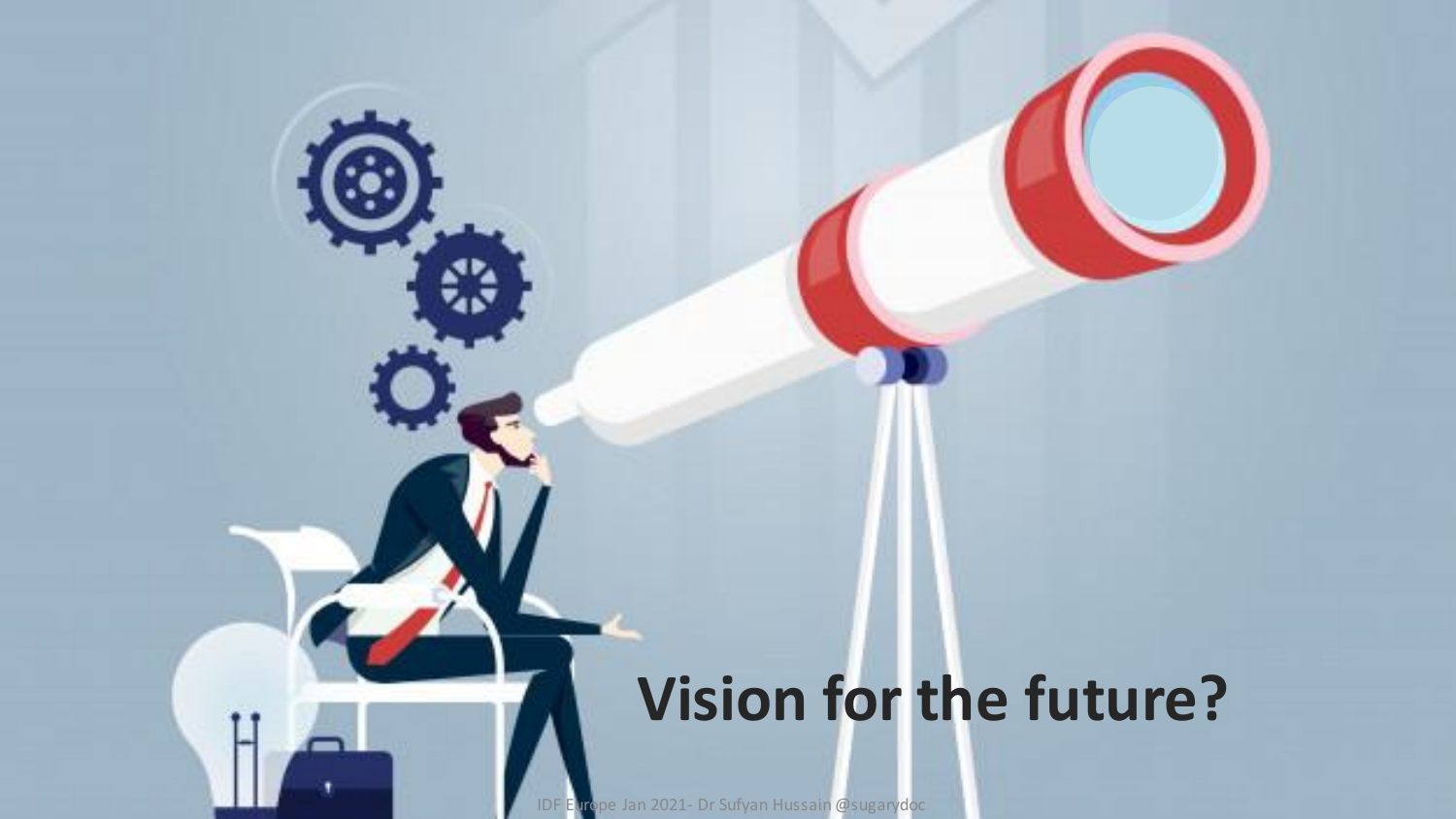# Vision for the future?